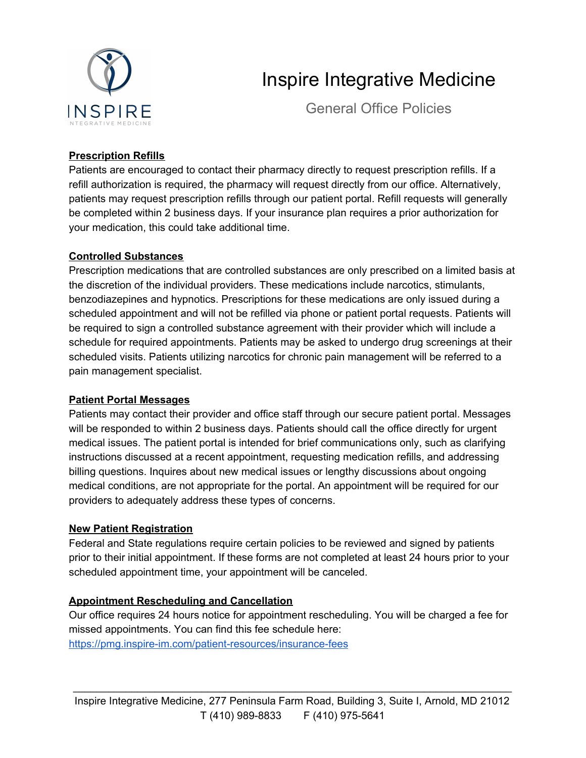# Inspire Integrative Medicine

## General Office Policies

**Prescription Refills**

Patients are encouraged to contact their pharmacy directly to request prescription refills. If a refill authorization is required, the pharmacy will request directly from our office. Alternatively, patients may request prescription refills through our patient portal. Refill requests will generally be completed within 2 business days. If your insurance plan requires a prior authorization for your medication, this could take additional time.

**Controlled Substances**

Prescription medications that are controlled substances are only prescribed on a limited basis at the discretion of the individual providers. These medications include narcotics, stimulants, benzodiazepines and hypnotics. Prescriptions for these medications are only issued during a scheduled appointment and will not be refilled via phone or patient portal requests. Patients will be required to sign a controlled substance agreement with their provider which will include a schedule for required appointments. Patients may be asked to undergo drug screenings at their scheduled visits. Patients utilizing narcotics for chronic pain management will be referred to a pain management specialist.

**Patient Portal Messages**

Patients may contact their provider and office staff through our secure patient portal. Messages will be responded to within 2 business days. Patients should call the office directly for urgent medical issues. The patient portal is intended for brief communications only, such as clarifying instructions discussed at a recent appointment, requesting medication refills, and addressing billing questions. Inquires about new medical issues or lengthy discussions about ongoing medical conditions, are not appropriate for the portal. An appointment will be required for our providers to adequately address these types of concerns.

**New Patient Registration**

Federal and State regulations require certain policies to be reviewed and signed by patients prior to their initial appointment. If these forms are not completed at least 24 hours prior to your scheduled appointment time, your appointment will be canceled.

**Appointment Rescheduling and Cancellation**

Our office requires 24 hours notice for appointment rescheduling. You will be charged a fee for missed appointments. You can find this fee schedule here: [https://pmg.inspire-im.com/patient-resources/insurance-fees](https://pmg.inspire-im.com/patient-resources/insurance-fees)

---

Inspire Integrative Medicine, 277 Peninsula Farm Road, Building 3, Suite I, Arnold, MD 21012
T (410) 989-8833 F (410) 975-5641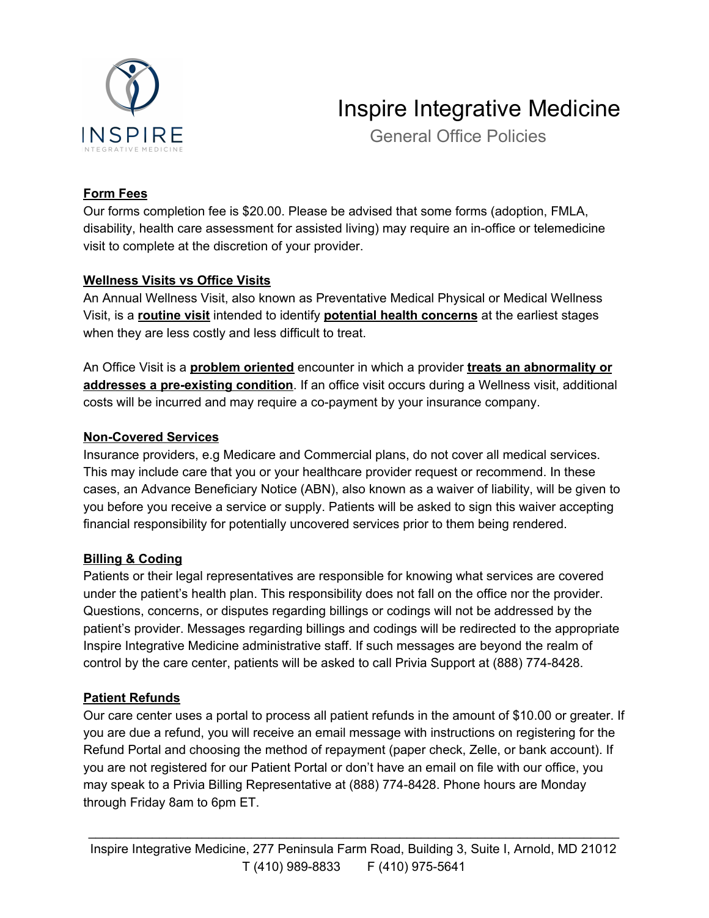# Inspire Integrative Medicine

## General Office Policies

**Form Fees**

Our forms completion fee is $20.00. Please be advised that some forms (adoption, FMLA, disability, health care assessment for assisted living) may require an in-office or telemedicine visit to complete at the discretion of your provider.

**Wellness Visits vs Office Visits**

An Annual Wellness Visit, also known as Preventative Medical Physical or Medical Wellness Visit, is a **routine visit** intended to identify **potential health concerns** at the earliest stages when they are less costly and less difficult to treat.

An Office Visit is a **problem oriented** encounter in which a provider **treats an abnormality or addresses a pre-existing condition**. If an office visit occurs during a Wellness visit, additional costs will be incurred and may require a co-payment by your insurance company.

**Non-Covered Services**

Insurance providers, e.g Medicare and Commercial plans, do not cover all medical services. This may include care that you or your healthcare provider request or recommend. In these cases, an Advance Beneficiary Notice (ABN), also known as a waiver of liability, will be given to you before you receive a service or supply. Patients will be asked to sign this waiver accepting financial responsibility for potentially uncovered services prior to them being rendered.

**Billing & Coding**

Patients or their legal representatives are responsible for knowing what services are covered under the patient's health plan. This responsibility does not fall on the office nor the provider. Questions, concerns, or disputes regarding billings or codings will not be addressed by the patient's provider. Messages regarding billings and codings will be redirected to the appropriate Inspire Integrative Medicine administrative staff. If such messages are beyond the realm of control by the care center, patients will be asked to call Privia Support at (888) 774-8428.

**Patient Refunds**

Our care center uses a portal to process all patient refunds in the amount of $10.00 or greater. If you are due a refund, you will receive an email message with instructions on registering for the Refund Portal and choosing the method of repayment (paper check, Zelle, or bank account). If you are not registered for our Patient Portal or don't have an email on file with our office, you may speak to a Privia Billing Representative at (888) 774-8428. Phone hours are Monday through Friday 8am to 6pm ET.